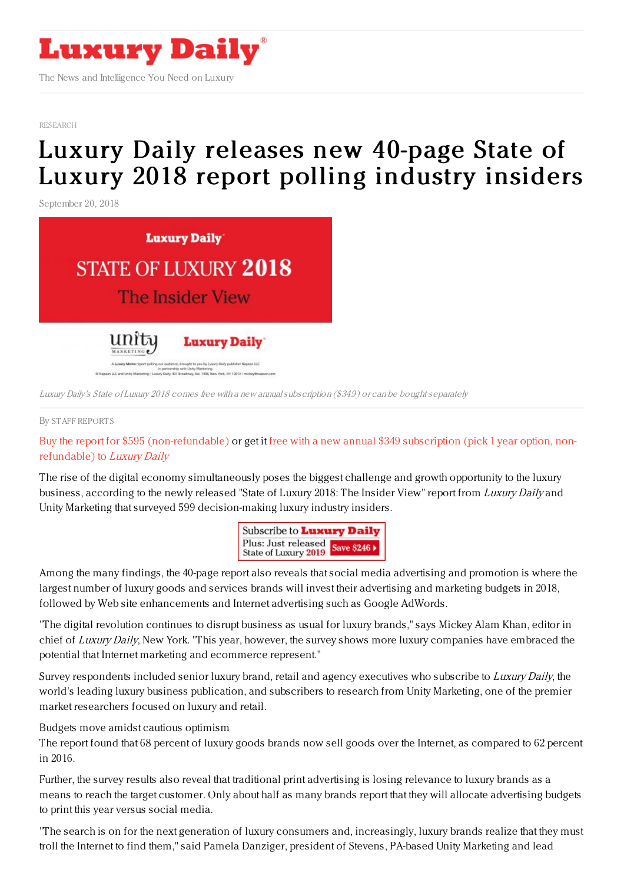# Luxury Daily

The News and Intelligence You Need on Luxury

RESEARCH

# Luxury Daily releases new 40-page State of Luxury 2018 report polling industry insiders

September 20, 2018

*Luxury Daily's State of Luxury 2018 comes free with a new annual subscription ($349) or can be bought separately*

By STAFF REPORTS

Buy the report for $595 (non-refundable) or get it free with a new annual $349 subscription (pick 1 year option, non-refundable) to *Luxury Daily*

The rise of the digital economy simultaneously poses the biggest challenge and growth opportunity to the luxury business, according to the newly released "State of Luxury 2018: The Insider View" report from *Luxury Daily* and Unity Marketing that surveyed 599 decision-making luxury industry insiders.

Among the many findings, the 40-page report also reveals that social media advertising and promotion is where the largest number of luxury goods and services brands will invest their advertising and marketing budgets in 2018, followed by Web site enhancements and Internet advertising such as Google AdWords.

"The digital revolution continues to disrupt business as usual for luxury brands," says Mickey Alam Khan, editor in chief of *Luxury Daily*, New York. "This year, however, the survey shows more luxury companies have embraced the potential that Internet marketing and ecommerce represent."

Survey respondents included senior luxury brand, retail and agency executives who subscribe to *Luxury Daily*, the world's leading luxury business publication, and subscribers to research from Unity Marketing, one of the premier market researchers focused on luxury and retail.

Budgets move amidst cautious optimism

The report found that 68 percent of luxury goods brands now sell goods over the Internet, as compared to 62 percent in 2016.

Further, the survey results also reveal that traditional print advertising is losing relevance to luxury brands as a means to reach the target customer. Only about half as many brands report that they will allocate advertising budgets to print this year versus social media.

"The search is on for the next generation of luxury consumers and, increasingly, luxury brands realize that they must troll the Internet to find them," said Pamela Danziger, president of Stevens, PA-based Unity Marketing and lead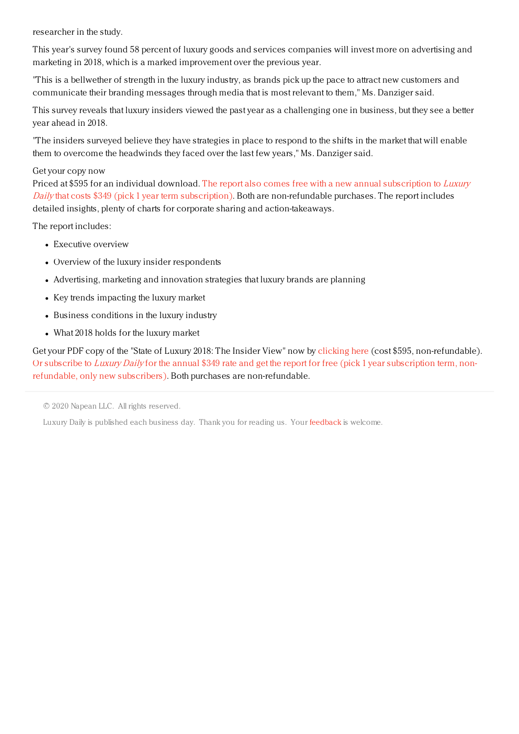researcher in the study.

This year's survey found 58 percent of luxury goods and services companies will invest more on advertising and marketing in 2018, which is a marked improvement over the previous year.

"This is a bellwether of strength in the luxury industry, as brands pick up the pace to attract new customers and communicate their branding messages through media that is most relevant to them," Ms. Danziger said.

This survey reveals that luxury insiders viewed the past year as a challenging one in business, but they see a better year ahead in 2018.

"The insiders surveyed believe they have strategies in place to respond to the shifts in the market that will enable them to overcome the headwinds they faced over the last few years," Ms. Danziger said.

Get your copy now
Priced at $595 for an individual download. The report also comes free with a new annual subscription to *Luxury Daily* that costs $349 (pick 1 year term subscription). Both are non-refundable purchases. The report includes detailed insights, plenty of charts for corporate sharing and action-takeaways.

The report includes:

- Executive overview
- Overview of the luxury insider respondents
- Advertising, marketing and innovation strategies that luxury brands are planning
- Key trends impacting the luxury market
- Business conditions in the luxury industry
- What 2018 holds for the luxury market

Get your PDF copy of the "State of Luxury 2018: The Insider View" now by clicking here (cost $595, non-refundable). Or subscribe to *Luxury Daily* for the annual $349 rate and get the report for free (pick 1 year subscription term, non-refundable, only new subscribers). Both purchases are non-refundable.

© 2020 Napean LLC. All rights reserved.

Luxury Daily is published each business day. Thank you for reading us. Your feedback is welcome.